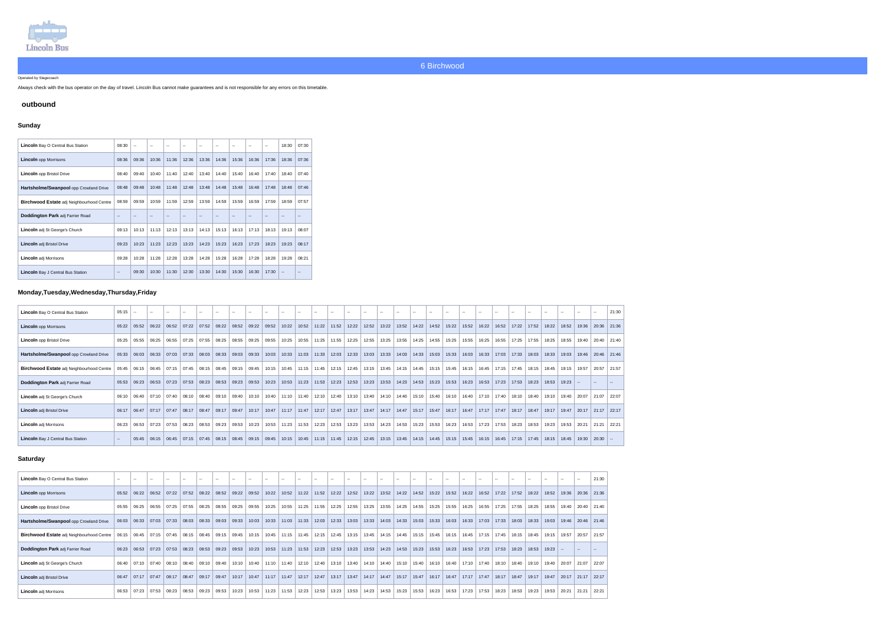# 6 Birchwood

Operated by Stagecoach

Always check with the bus operator on the day of travel. Lincoln Bus cannot make guarantees and is not responsible for any errors on this timetable.

## outbound

### Sunday

| Stop | | | | | | | | | | | | |
|---|---|---|---|---|---|---|---|---|---|---|---|---|
| **Lincoln** Bay O Central Bus Station | 08:30 | -- | -- | -- | -- | -- | -- | -- | -- | -- | 18:30 | 07:30 |
| **Lincoln** opp Morrisons | 08:36 | 09:36 | 10:36 | 11:36 | 12:36 | 13:36 | 14:36 | 15:36 | 16:36 | 17:36 | 18:36 | 07:36 |
| **Lincoln** opp Bristol Drive | 08:40 | 09:40 | 10:40 | 11:40 | 12:40 | 13:40 | 14:40 | 15:40 | 16:40 | 17:40 | 18:40 | 07:40 |
| **Hartsholme/Swanpool** opp Crowland Drive | 08:48 | 09:48 | 10:48 | 11:48 | 12:48 | 13:48 | 14:48 | 15:48 | 16:48 | 17:48 | 18:48 | 07:46 |
| **Birchwood Estate** adj Neighbourhood Centre | 08:59 | 09:59 | 10:59 | 11:59 | 12:59 | 13:59 | 14:59 | 15:59 | 16:59 | 17:59 | 18:59 | 07:57 |
| **Doddington Park** adj Farrier Road | -- | -- | -- | -- | -- | -- | -- | -- | -- | -- | -- | -- |
| **Lincoln** adj St George's Church | 09:13 | 10:13 | 11:13 | 12:13 | 13:13 | 14:13 | 15:13 | 16:13 | 17:13 | 18:13 | 19:13 | 08:07 |
| **Lincoln** adj Bristol Drive | 09:23 | 10:23 | 11:23 | 12:23 | 13:23 | 14:23 | 15:23 | 16:23 | 17:23 | 18:23 | 19:23 | 08:17 |
| **Lincoln** adj Morrisons | 09:28 | 10:28 | 11:28 | 12:28 | 13:28 | 14:28 | 15:28 | 16:28 | 17:28 | 18:28 | 19:28 | 08:21 |
| **Lincoln** Bay J Central Bus Station | -- | 09:30 | 10:30 | 11:30 | 12:30 | 13:30 | 14:30 | 15:30 | 16:30 | 17:30 | -- | -- |

### Monday,Tuesday,Wednesday,Thursday,Friday

| Stop | | | | | | | | | | | | | | | | | | | | | | | | | | | | | | | | |
|---|---|---|---|---|---|---|---|---|---|---|---|---|---|---|---|---|---|---|---|---|---|---|---|---|---|---|---|---|---|---|---|---|
| **Lincoln** Bay O Central Bus Station | 05:15 | -- | -- | -- | -- | -- | -- | -- | -- | -- | -- | -- | -- | -- | -- | -- | -- | -- | -- | -- | -- | -- | -- | -- | -- | -- | -- | -- | -- | -- | -- | 21:30 |
| **Lincoln** opp Morrisons | 05:22 | 05:52 | 06:22 | 06:52 | 07:22 | 07:52 | 08:22 | 08:52 | 09:22 | 09:52 | 10:22 | 10:52 | 11:22 | 11:52 | 12:22 | 12:52 | 13:22 | 13:52 | 14:22 | 14:52 | 15:22 | 15:52 | 16:22 | 16:52 | 17:22 | 17:52 | 18:22 | 18:52 | 19:36 | 20:36 | 21:36 |
| **Lincoln** opp Bristol Drive | 05:25 | 05:55 | 06:25 | 06:55 | 07:25 | 07:55 | 08:25 | 08:55 | 09:25 | 09:55 | 10:25 | 10:55 | 11:25 | 11:55 | 12:25 | 12:55 | 13:25 | 13:55 | 14:25 | 14:55 | 15:25 | 15:55 | 16:25 | 16:55 | 17:25 | 17:55 | 18:25 | 18:55 | 19:40 | 20:40 | 21:40 |
| **Hartsholme/Swanpool** opp Crowland Drive | 05:33 | 06:03 | 06:33 | 07:03 | 07:33 | 08:03 | 08:33 | 09:03 | 09:33 | 10:03 | 10:33 | 11:03 | 11:33 | 12:03 | 12:33 | 13:03 | 13:33 | 14:03 | 14:33 | 15:03 | 15:33 | 16:03 | 16:33 | 17:03 | 17:33 | 18:03 | 18:33 | 19:03 | 19:46 | 20:46 | 21:46 |
| **Birchwood Estate** adj Neighbourhood Centre | 05:45 | 06:15 | 06:45 | 07:15 | 07:45 | 08:15 | 08:45 | 09:15 | 09:45 | 10:15 | 10:45 | 11:15 | 11:45 | 12:15 | 12:45 | 13:15 | 13:45 | 14:15 | 14:45 | 15:15 | 15:45 | 16:15 | 16:45 | 17:15 | 17:45 | 18:15 | 18:45 | 19:15 | 19:57 | 20:57 | 21:57 |
| **Doddington Park** adj Farrier Road | 05:53 | 06:23 | 06:53 | 07:23 | 07:53 | 08:23 | 08:53 | 09:23 | 09:53 | 10:23 | 10:53 | 11:23 | 11:53 | 12:23 | 12:53 | 13:23 | 13:53 | 14:23 | 14:53 | 15:23 | 15:53 | 16:23 | 16:53 | 17:23 | 17:53 | 18:23 | 18:53 | 19:23 | -- | -- | -- |
| **Lincoln** adj St George's Church | 06:10 | 06:40 | 07:10 | 07:40 | 08:10 | 08:40 | 09:10 | 09:40 | 10:10 | 10:40 | 11:10 | 11:40 | 12:10 | 12:40 | 13:10 | 13:40 | 14:10 | 14:40 | 15:10 | 15:40 | 16:10 | 16:40 | 17:10 | 17:40 | 18:10 | 18:40 | 19:10 | 19:40 | 20:07 | 21:07 | 22:07 |
| **Lincoln** adj Bristol Drive | 06:17 | 06:47 | 07:17 | 07:47 | 08:17 | 08:47 | 09:17 | 09:47 | 10:17 | 10:47 | 11:17 | 11:47 | 12:17 | 12:47 | 13:17 | 13:47 | 14:17 | 14:47 | 15:17 | 15:47 | 16:17 | 16:47 | 17:17 | 17:47 | 18:17 | 18:47 | 19:17 | 19:47 | 20:17 | 21:17 | 22:17 |
| **Lincoln** adj Morrisons | 06:23 | 06:53 | 07:23 | 07:53 | 08:23 | 08:53 | 09:23 | 09:53 | 10:23 | 10:53 | 11:23 | 11:53 | 12:23 | 12:53 | 13:23 | 13:53 | 14:23 | 14:53 | 15:23 | 15:53 | 16:23 | 16:53 | 17:23 | 17:53 | 18:23 | 18:53 | 19:23 | 19:53 | 20:21 | 21:21 | 22:21 |
| **Lincoln** Bay J Central Bus Station | -- | 05:45 | 06:15 | 06:45 | 07:15 | 07:45 | 08:15 | 08:45 | 09:15 | 09:45 | 10:15 | 10:45 | 11:15 | 11:45 | 12:15 | 12:45 | 13:15 | 13:45 | 14:15 | 14:45 | 15:15 | 15:45 | 16:15 | 16:45 | 17:15 | 17:45 | 18:15 | 18:45 | 19:30 | 20:30 | -- |

### Saturday

| Stop | | | | | | | | | | | | | | | | | | | | | | | | | | | | | | |
|---|---|---|---|---|---|---|---|---|---|---|---|---|---|---|---|---|---|---|---|---|---|---|---|---|---|---|---|---|---|---|
| **Lincoln** Bay O Central Bus Station | -- | -- | -- | -- | -- | -- | -- | -- | -- | -- | -- | -- | -- | -- | -- | -- | -- | -- | -- | -- | -- | -- | -- | -- | -- | -- | -- | -- | -- | 21:30 |
| **Lincoln** opp Morrisons | 05:52 | 06:22 | 06:52 | 07:22 | 07:52 | 08:22 | 08:52 | 09:22 | 09:52 | 10:22 | 10:52 | 11:22 | 11:52 | 12:22 | 12:52 | 13:22 | 13:52 | 14:22 | 14:52 | 15:22 | 15:52 | 16:22 | 16:52 | 17:22 | 17:52 | 18:22 | 18:52 | 19:36 | 20:36 | 21:36 |
| **Lincoln** opp Bristol Drive | 05:55 | 06:25 | 06:55 | 07:25 | 07:55 | 08:25 | 08:55 | 09:25 | 09:55 | 10:25 | 10:55 | 11:25 | 11:55 | 12:25 | 12:55 | 13:25 | 13:55 | 14:25 | 14:55 | 15:25 | 15:55 | 16:25 | 16:55 | 17:25 | 17:55 | 18:25 | 18:55 | 19:40 | 20:40 | 21:40 |
| **Hartsholme/Swanpool** opp Crowland Drive | 06:03 | 06:33 | 07:03 | 07:33 | 08:03 | 08:33 | 09:03 | 09:33 | 10:03 | 10:33 | 11:03 | 11:33 | 12:03 | 12:33 | 13:03 | 13:33 | 14:03 | 14:33 | 15:03 | 15:33 | 16:03 | 16:33 | 17:03 | 17:33 | 18:03 | 18:33 | 19:03 | 19:46 | 20:46 | 21:46 |
| **Birchwood Estate** adj Neighbourhood Centre | 06:15 | 06:45 | 07:15 | 07:45 | 08:15 | 08:45 | 09:15 | 09:45 | 10:15 | 10:45 | 11:15 | 11:45 | 12:15 | 12:45 | 13:15 | 13:45 | 14:15 | 14:45 | 15:15 | 15:45 | 16:15 | 16:45 | 17:15 | 17:45 | 18:15 | 18:45 | 19:15 | 19:57 | 20:57 | 21:57 |
| **Doddington Park** adj Farrier Road | 06:23 | 06:53 | 07:23 | 07:53 | 08:23 | 08:53 | 09:23 | 09:53 | 10:23 | 10:53 | 11:23 | 11:53 | 12:23 | 12:53 | 13:23 | 13:53 | 14:23 | 14:53 | 15:23 | 15:53 | 16:23 | 16:53 | 17:23 | 17:53 | 18:23 | 18:53 | 19:23 | -- | -- | -- |
| **Lincoln** adj St George's Church | 06:40 | 07:10 | 07:40 | 08:10 | 08:40 | 09:10 | 09:40 | 10:10 | 10:40 | 11:10 | 11:40 | 12:10 | 12:40 | 13:10 | 13:40 | 14:10 | 14:40 | 15:10 | 15:40 | 16:10 | 16:40 | 17:10 | 17:40 | 18:10 | 18:40 | 19:10 | 19:40 | 20:07 | 21:07 | 22:07 |
| **Lincoln** adj Bristol Drive | 06:47 | 07:17 | 07:47 | 08:17 | 08:47 | 09:17 | 09:47 | 10:17 | 10:47 | 11:17 | 11:47 | 12:17 | 12:47 | 13:17 | 13:47 | 14:17 | 14:47 | 15:17 | 15:47 | 16:17 | 16:47 | 17:17 | 17:47 | 18:17 | 18:47 | 19:17 | 19:47 | 20:17 | 21:17 | 22:17 |
| **Lincoln** adj Morrisons | 06:53 | 07:23 | 07:53 | 08:23 | 08:53 | 09:23 | 09:53 | 10:23 | 10:53 | 11:23 | 11:53 | 12:23 | 12:53 | 13:23 | 13:53 | 14:23 | 14:53 | 15:23 | 15:53 | 16:23 | 16:53 | 17:23 | 17:53 | 18:23 | 18:53 | 19:23 | 19:53 | 20:21 | 21:21 | 22:21 |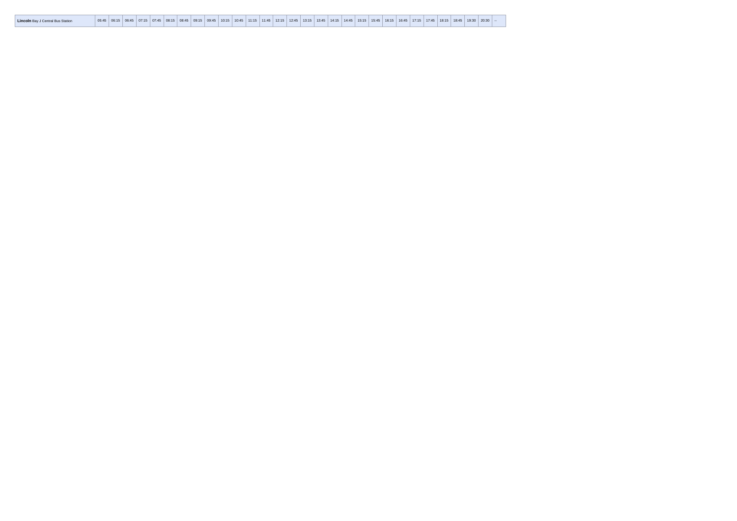| | | | | | | | | | | | | | | | | | | | | | | | | | | | | | |
|---|---|---|---|---|---|---|---|---|---|---|---|---|---|---|---|---|---|---|---|---|---|---|---|---|---|---|---|---|---|
| **Lincoln** Bay J Central Bus Station | 05:45 | 06:15 | 06:45 | 07:15 | 07:45 | 08:15 | 08:45 | 09:15 | 09:45 | 10:15 | 10:45 | 11:15 | 11:45 | 12:15 | 12:45 | 13:15 | 13:45 | 14:15 | 14:45 | 15:15 | 15:45 | 16:15 | 16:45 | 17:15 | 17:45 | 18:15 | 18:45 | 19:30 | 20:30 | -- |